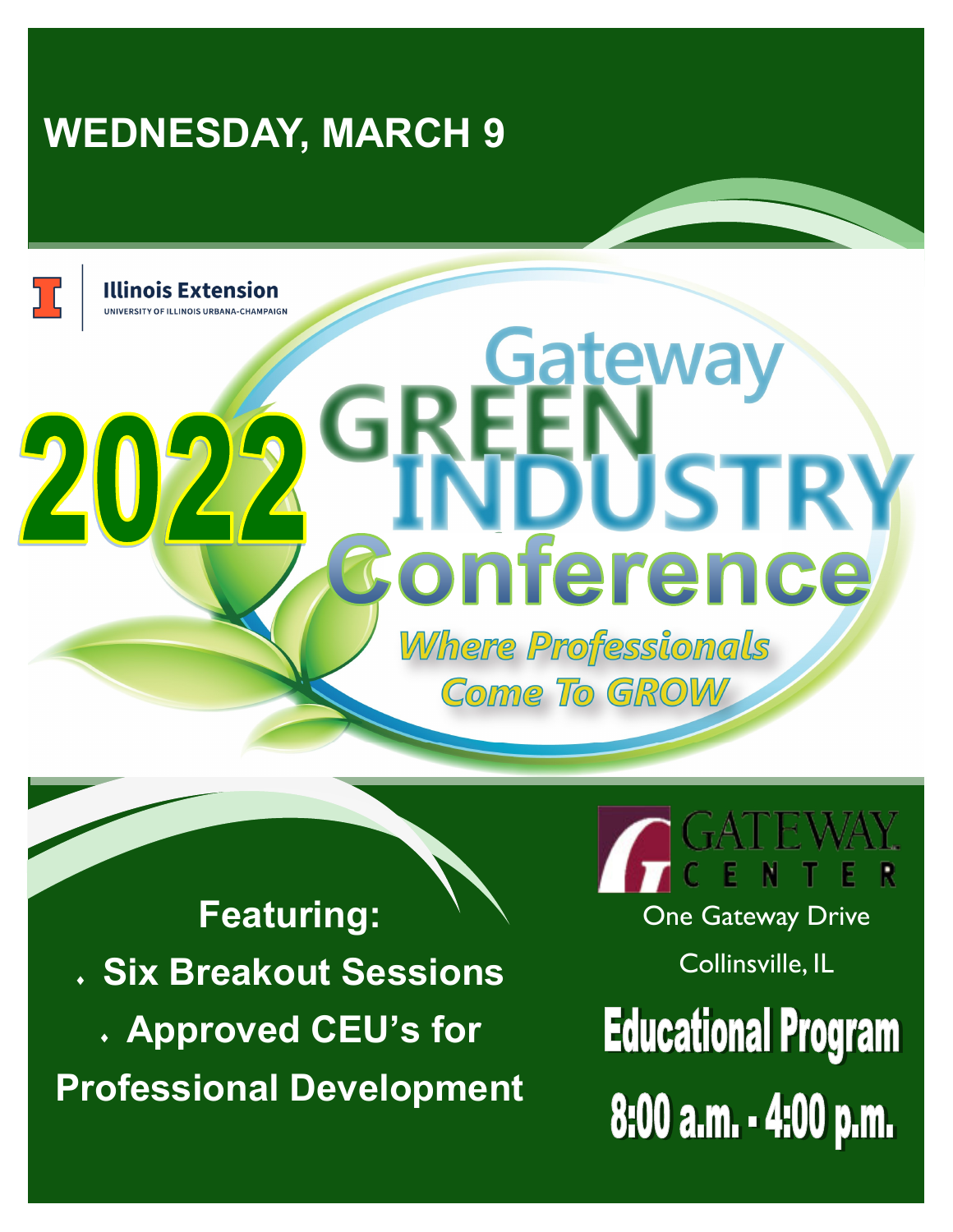## WEDNESDAY, MARCH 9

Illinois Extension
UNIVERSITY OF ILLINOIS URBANA-CHAMPAIGN

# 2022 Gateway GREEN INDUSTRY Conference

*Where Professionals Come To GROW*

**Featuring:**

- **Six Breakout Sessions**
- **Approved CEU's for Professional Development**

GATEWAY CENTER

One Gateway Drive

Collinsville, IL

**Educational Program**

**8:00 a.m. - 4:00 p.m.**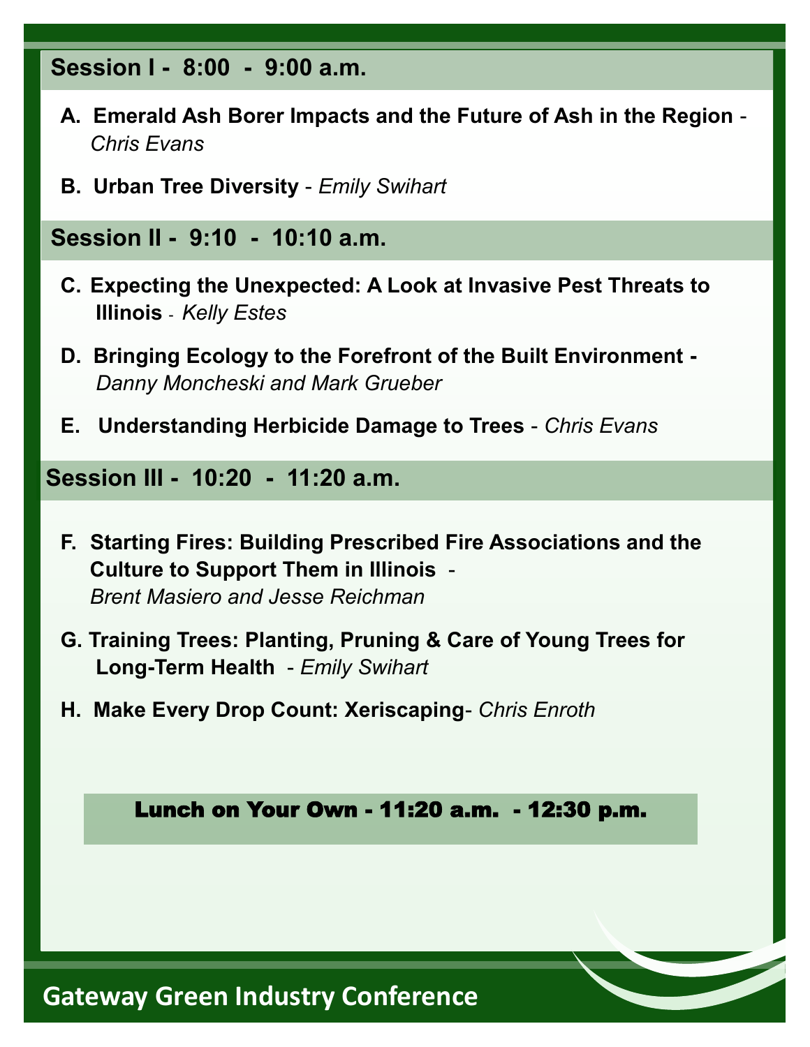## Session I - 8:00 - 9:00 a.m.

A. **Emerald Ash Borer Impacts and the Future of Ash in the Region** - *Chris Evans*

B. **Urban Tree Diversity** - *Emily Swihart*

## Session II - 9:10 - 10:10 a.m.

C. **Expecting the Unexpected: A Look at Invasive Pest Threats to Illinois** - *Kelly Estes*

D. **Bringing Ecology to the Forefront of the Built Environment** - *Danny Moncheski and Mark Grueber*

E. **Understanding Herbicide Damage to Trees** - *Chris Evans*

## Session III - 10:20 - 11:20 a.m.

F. **Starting Fires: Building Prescribed Fire Associations and the Culture to Support Them in Illinois** - *Brent Masiero and Jesse Reichman*

G. **Training Trees: Planting, Pruning & Care of Young Trees for Long-Term Health** - *Emily Swihart*

H. **Make Every Drop Count: Xeriscaping**- *Chris Enroth*

**Lunch on Your Own - 11:20 a.m. - 12:30 p.m.**

Gateway Green Industry Conference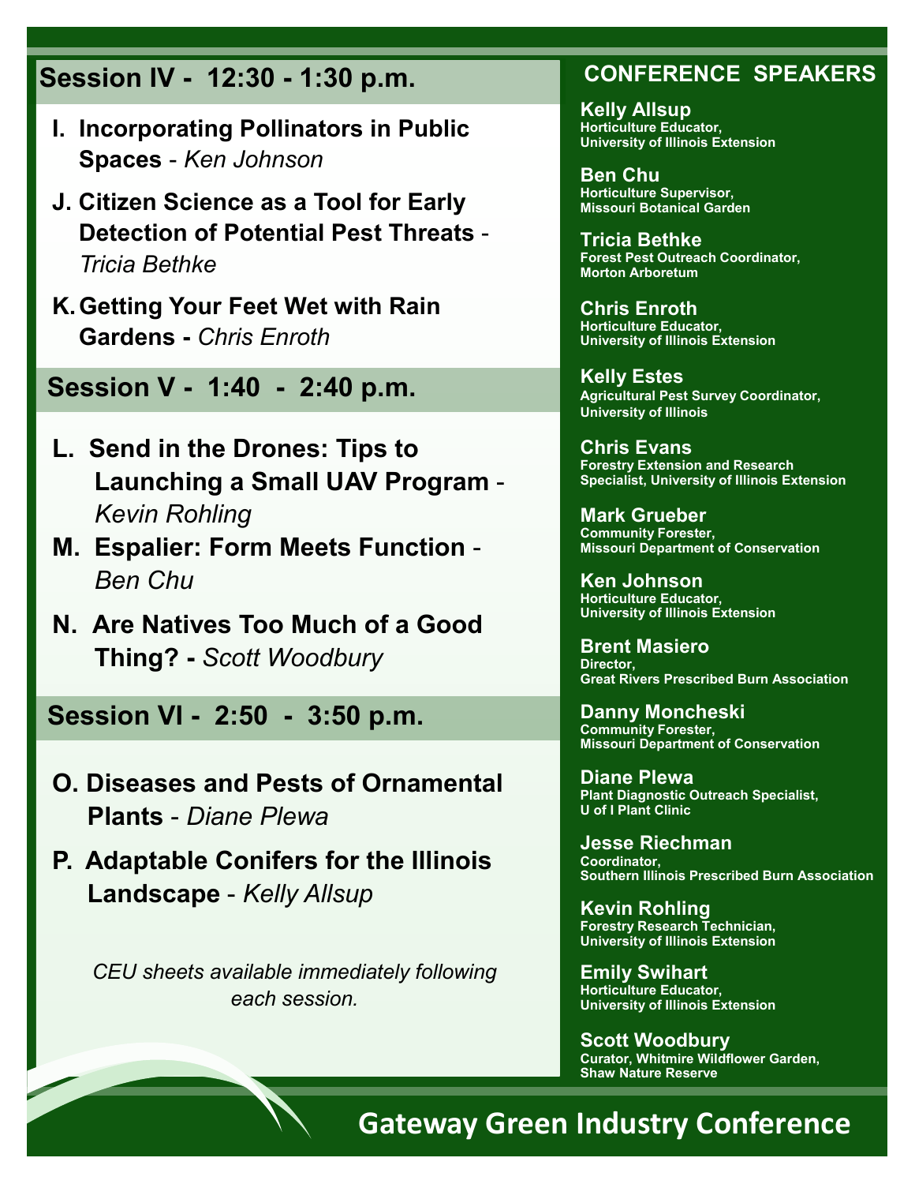## Session IV - 12:30 - 1:30 p.m.

I. **Incorporating Pollinators in Public Spaces** - *Ken Johnson*

J. **Citizen Science as a Tool for Early Detection of Potential Pest Threats** - *Tricia Bethke*

K. **Getting Your Feet Wet with Rain Gardens -** *Chris Enroth*

## Session V - 1:40 - 2:40 p.m.

L. **Send in the Drones: Tips to Launching a Small UAV Program** - *Kevin Rohling*

M. **Espalier: Form Meets Function** - *Ben Chu*

N. **Are Natives Too Much of a Good Thing? -** *Scott Woodbury*

## Session VI - 2:50 - 3:50 p.m.

O. **Diseases and Pests of Ornamental Plants** - *Diane Plewa*

P. **Adaptable Conifers for the Illinois Landscape** - *Kelly Allsup*

*CEU sheets available immediately following each session.*

## CONFERENCE SPEAKERS

**Kelly Allsup**
Horticulture Educator,
University of Illinois Extension

**Ben Chu**
Horticulture Supervisor,
Missouri Botanical Garden

**Tricia Bethke**
Forest Pest Outreach Coordinator,
Morton Arboretum

**Chris Enroth**
Horticulture Educator,
University of Illinois Extension

**Kelly Estes**
Agricultural Pest Survey Coordinator,
University of Illinois

**Chris Evans**
Forestry Extension and Research Specialist, University of Illinois Extension

**Mark Grueber**
Community Forester,
Missouri Department of Conservation

**Ken Johnson**
Horticulture Educator,
University of Illinois Extension

**Brent Masiero**
Director,
Great Rivers Prescribed Burn Association

**Danny Moncheski**
Community Forester,
Missouri Department of Conservation

**Diane Plewa**
Plant Diagnostic Outreach Specialist,
U of I Plant Clinic

**Jesse Riechman**
Coordinator,
Southern Illinois Prescribed Burn Association

**Kevin Rohling**
Forestry Research Technician,
University of Illinois Extension

**Emily Swihart**
Horticulture Educator,
University of Illinois Extension

**Scott Woodbury**
Curator, Whitmire Wildflower Garden,
Shaw Nature Reserve

**Gateway Green Industry Conference**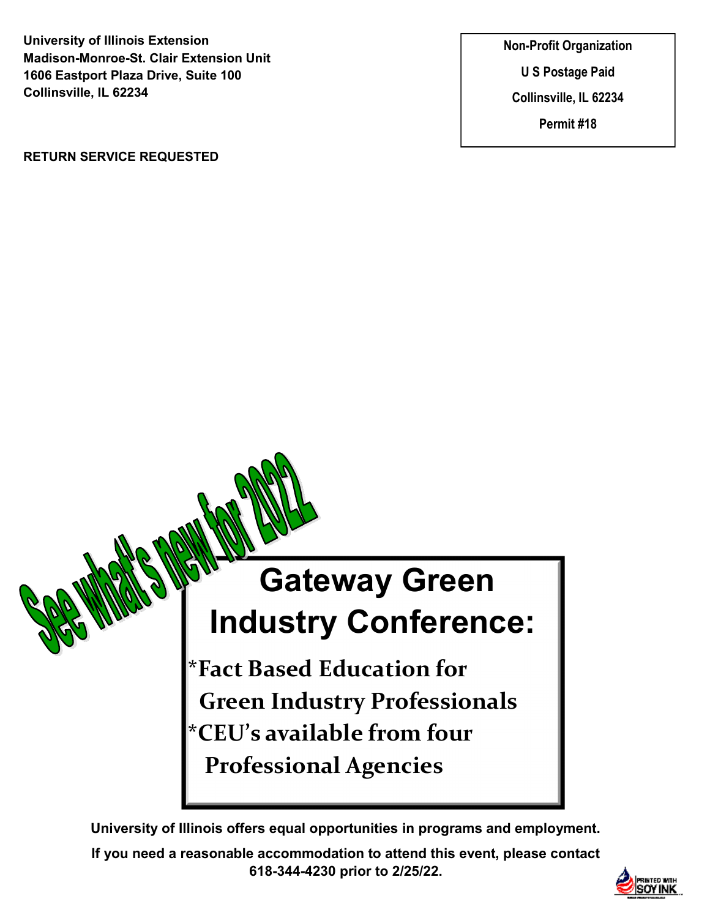University of Illinois Extension
Madison-Monroe-St. Clair Extension Unit
1606 Eastport Plaza Drive, Suite 100
Collinsville, IL 62234

RETURN SERVICE REQUESTED

Non-Profit Organization
U S Postage Paid
Collinsville, IL 62234
Permit #18

See what's new for 2022

# Gateway Green Industry Conference:

*Fact Based Education for Green Industry Professionals
*CEU's available from four Professional Agencies

**University of Illinois offers equal opportunities in programs and employment.**

**If you need a reasonable accommodation to attend this event, please contact 618-344-4230 prior to 2/25/22.**

PRINTED WITH SOY INK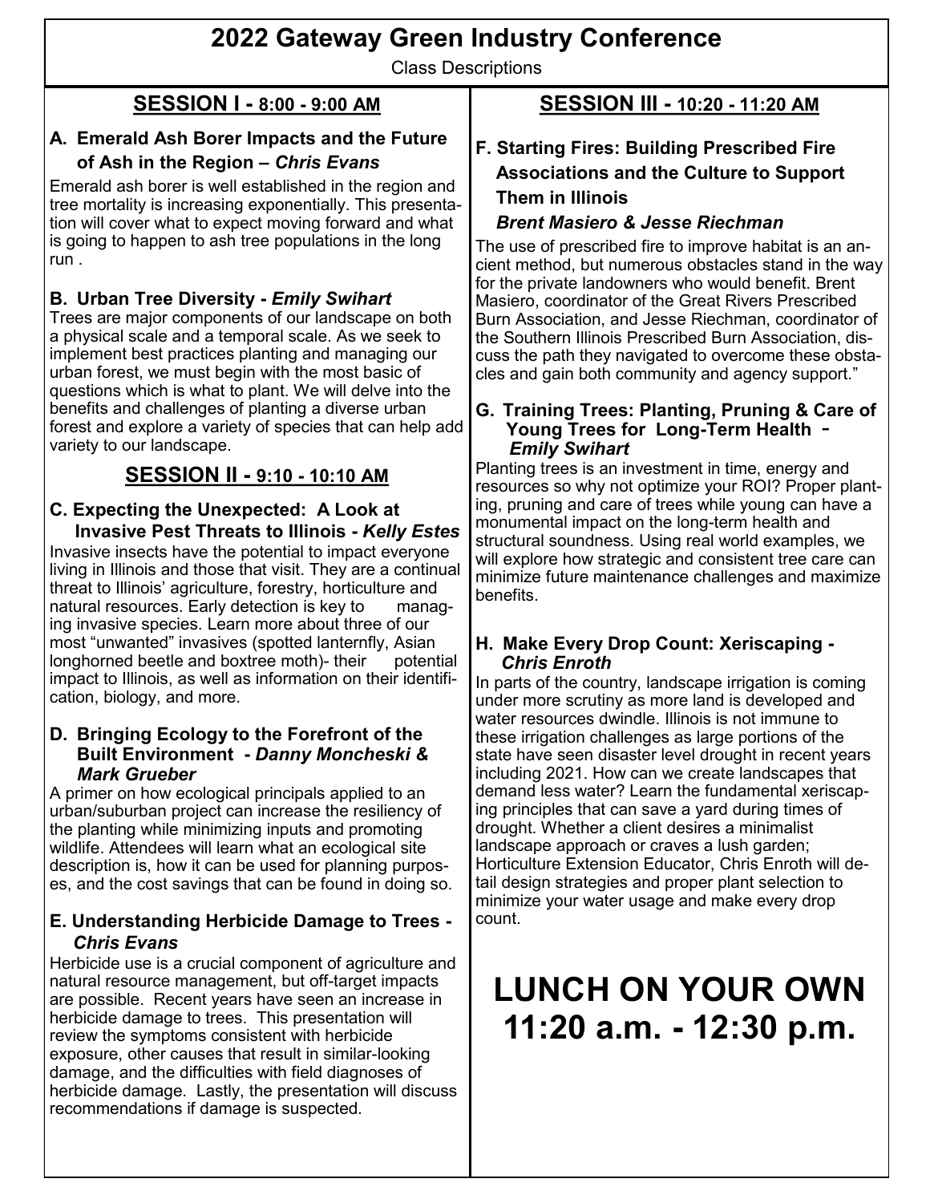# 2022 Gateway Green Industry Conference

Class Descriptions

## SESSION I - 8:00 - 9:00 AM

### A. Emerald Ash Borer Impacts and the Future of Ash in the Region – *Chris Evans*

Emerald ash borer is well established in the region and tree mortality is increasing exponentially. This presentation will cover what to expect moving forward and what is going to happen to ash tree populations in the long run .

### B. Urban Tree Diversity - *Emily Swihart*

Trees are major components of our landscape on both a physical scale and a temporal scale. As we seek to implement best practices planting and managing our urban forest, we must begin with the most basic of questions which is what to plant. We will delve into the benefits and challenges of planting a diverse urban forest and explore a variety of species that can help add variety to our landscape.

## SESSION II - 9:10 - 10:10 AM

### C. Expecting the Unexpected: A Look at Invasive Pest Threats to Illinois - *Kelly Estes*

Invasive insects have the potential to impact everyone living in Illinois and those that visit. They are a continual threat to Illinois' agriculture, forestry, horticulture and natural resources. Early detection is key to managing invasive species. Learn more about three of our most "unwanted" invasives (spotted lanternfly, Asian longhorned beetle and boxtree moth)- their potential impact to Illinois, as well as information on their identification, biology, and more.

### D. Bringing Ecology to the Forefront of the Built Environment - *Danny Moncheski & Mark Grueber*

A primer on how ecological principals applied to an urban/suburban project can increase the resiliency of the planting while minimizing inputs and promoting wildlife. Attendees will learn what an ecological site description is, how it can be used for planning purposes, and the cost savings that can be found in doing so.

### E. Understanding Herbicide Damage to Trees - *Chris Evans*

Herbicide use is a crucial component of agriculture and natural resource management, but off-target impacts are possible. Recent years have seen an increase in herbicide damage to trees. This presentation will review the symptoms consistent with herbicide exposure, other causes that result in similar-looking damage, and the difficulties with field diagnoses of herbicide damage. Lastly, the presentation will discuss recommendations if damage is suspected.

## SESSION III - 10:20 - 11:20 AM

### F. Starting Fires: Building Prescribed Fire Associations and the Culture to Support Them in Illinois

*Brent Masiero & Jesse Riechman*

The use of prescribed fire to improve habitat is an ancient method, but numerous obstacles stand in the way for the private landowners who would benefit. Brent Masiero, coordinator of the Great Rivers Prescribed Burn Association, and Jesse Riechman, coordinator of the Southern Illinois Prescribed Burn Association, discuss the path they navigated to overcome these obstacles and gain both community and agency support."

### G. Training Trees: Planting, Pruning & Care of Young Trees for Long-Term Health - *Emily Swihart*

Planting trees is an investment in time, energy and resources so why not optimize your ROI? Proper planting, pruning and care of trees while young can have a monumental impact on the long-term health and structural soundness. Using real world examples, we will explore how strategic and consistent tree care can minimize future maintenance challenges and maximize benefits.

### H. Make Every Drop Count: Xeriscaping - *Chris Enroth*

In parts of the country, landscape irrigation is coming under more scrutiny as more land is developed and water resources dwindle. Illinois is not immune to these irrigation challenges as large portions of the state have seen disaster level drought in recent years including 2021. How can we create landscapes that demand less water? Learn the fundamental xeriscaping principles that can save a yard during times of drought. Whether a client desires a minimalist landscape approach or craves a lush garden; Horticulture Extension Educator, Chris Enroth will detail design strategies and proper plant selection to minimize your water usage and make every drop count.

# LUNCH ON YOUR OWN 11:20 a.m. - 12:30 p.m.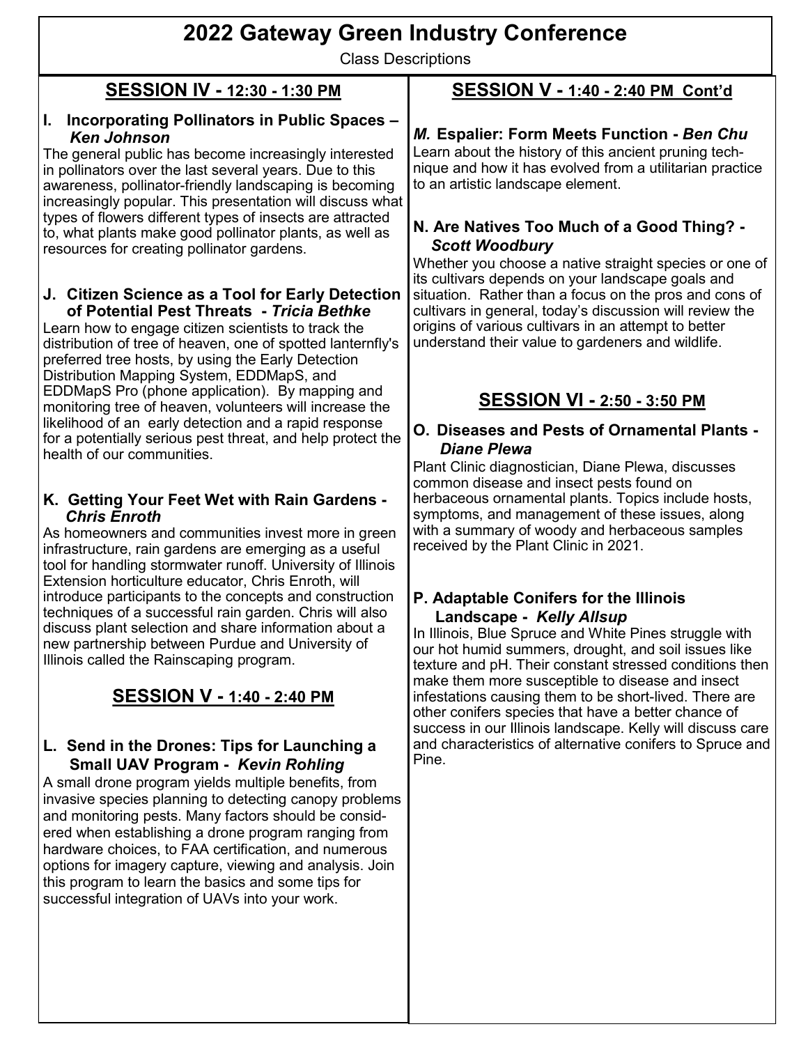# 2022 Gateway Green Industry Conference

Class Descriptions

## SESSION IV - 12:30 - 1:30 PM

### I. Incorporating Pollinators in Public Spaces – *Ken Johnson*

The general public has become increasingly interested in pollinators over the last several years. Due to this awareness, pollinator-friendly landscaping is becoming increasingly popular. This presentation will discuss what types of flowers different types of insects are attracted to, what plants make good pollinator plants, as well as resources for creating pollinator gardens.

### J. Citizen Science as a Tool for Early Detection of Potential Pest Threats - *Tricia Bethke*

Learn how to engage citizen scientists to track the distribution of tree of heaven, one of spotted lanternfly's preferred tree hosts, by using the Early Detection Distribution Mapping System, EDDMapS, and EDDMapS Pro (phone application). By mapping and monitoring tree of heaven, volunteers will increase the likelihood of an early detection and a rapid response for a potentially serious pest threat, and help protect the health of our communities.

### K. Getting Your Feet Wet with Rain Gardens - *Chris Enroth*

As homeowners and communities invest more in green infrastructure, rain gardens are emerging as a useful tool for handling stormwater runoff. University of Illinois Extension horticulture educator, Chris Enroth, will introduce participants to the concepts and construction techniques of a successful rain garden. Chris will also discuss plant selection and share information about a new partnership between Purdue and University of Illinois called the Rainscaping program.

## SESSION V - 1:40 - 2:40 PM

### L. Send in the Drones: Tips for Launching a Small UAV Program - *Kevin Rohling*

A small drone program yields multiple benefits, from invasive species planning to detecting canopy problems and monitoring pests. Many factors should be considered when establishing a drone program ranging from hardware choices, to FAA certification, and numerous options for imagery capture, viewing and analysis. Join this program to learn the basics and some tips for successful integration of UAVs into your work.

## SESSION V - 1:40 - 2:40 PM Cont'd

### *M.* Espalier: Form Meets Function - *Ben Chu*

Learn about the history of this ancient pruning technique and how it has evolved from a utilitarian practice to an artistic landscape element.

### N. Are Natives Too Much of a Good Thing? - *Scott Woodbury*

Whether you choose a native straight species or one of its cultivars depends on your landscape goals and situation. Rather than a focus on the pros and cons of cultivars in general, today's discussion will review the origins of various cultivars in an attempt to better understand their value to gardeners and wildlife.

## SESSION VI - 2:50 - 3:50 PM

### O. Diseases and Pests of Ornamental Plants - *Diane Plewa*

Plant Clinic diagnostician, Diane Plewa, discusses common disease and insect pests found on herbaceous ornamental plants. Topics include hosts, symptoms, and management of these issues, along with a summary of woody and herbaceous samples received by the Plant Clinic in 2021.

### P. Adaptable Conifers for the Illinois Landscape - *Kelly Allsup*

In Illinois, Blue Spruce and White Pines struggle with our hot humid summers, drought, and soil issues like texture and pH. Their constant stressed conditions then make them more susceptible to disease and insect infestations causing them to be short-lived. There are other conifers species that have a better chance of success in our Illinois landscape. Kelly will discuss care and characteristics of alternative conifers to Spruce and Pine.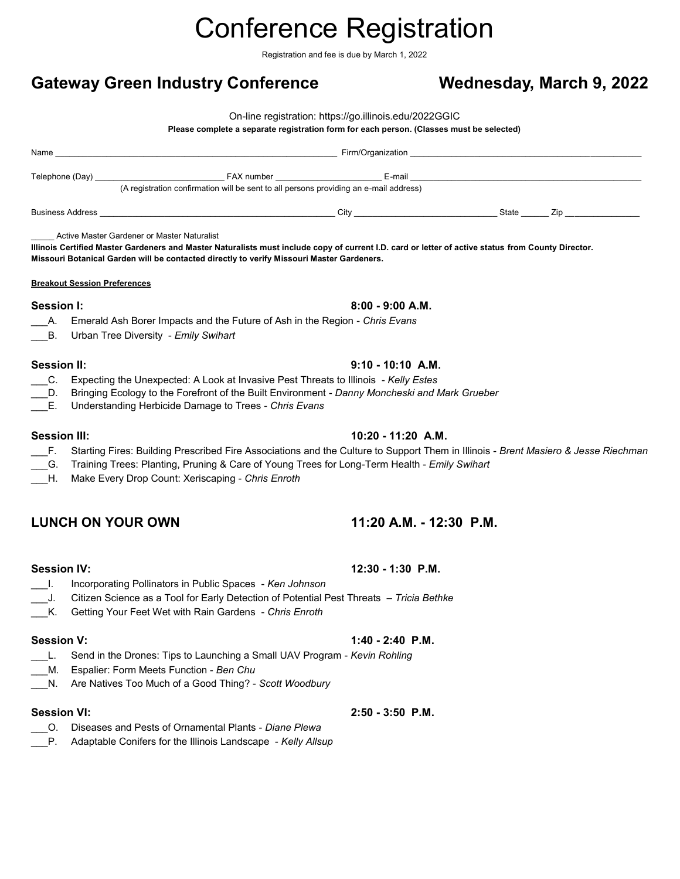# Conference Registration

Registration and fee is due by March 1, 2022

## Gateway Green Industry Conference — Wednesday, March 9, 2022

On-line registration: https://go.illinois.edu/2022GGIC

**Please complete a separate registration form for each person. (Classes must be selected)**

Name ______________________________ Firm/Organization ______________________________

Telephone (Day) ____________________ FAX number ____________________ E-mail ______________________________

(A registration confirmation will be sent to all persons providing an e-mail address)

Business Address ______________________________ City ____________________ State ______ Zip ______________

_____ Active Master Gardener or Master Naturalist

**Illinois Certified Master Gardeners and Master Naturalists must include copy of current I.D. card or letter of active status from County Director. Missouri Botanical Garden will be contacted directly to verify Missouri Master Gardeners.**

**Breakout Session Preferences**

### Session I: 8:00 - 9:00 A.M.

___A. Emerald Ash Borer Impacts and the Future of Ash in the Region - *Chris Evans*

___B. Urban Tree Diversity - *Emily Swihart*

### Session II: 9:10 - 10:10 A.M.

___C. Expecting the Unexpected: A Look at Invasive Pest Threats to Illinois - *Kelly Estes*

___D. Bringing Ecology to the Forefront of the Built Environment - *Danny Moncheski and Mark Grueber*

___E. Understanding Herbicide Damage to Trees - *Chris Evans*

### Session III: 10:20 - 11:20 A.M.

___F. Starting Fires: Building Prescribed Fire Associations and the Culture to Support Them in Illinois - *Brent Masiero & Jesse Riechman*

___G. Training Trees: Planting, Pruning & Care of Young Trees for Long-Term Health - *Emily Swihart*

___H. Make Every Drop Count: Xeriscaping - *Chris Enroth*

## LUNCH ON YOUR OWN 11:20 A.M. - 12:30 P.M.

### Session IV: 12:30 - 1:30 P.M.

___I. Incorporating Pollinators in Public Spaces - *Ken Johnson*

___J. Citizen Science as a Tool for Early Detection of Potential Pest Threats – *Tricia Bethke*

___K. Getting Your Feet Wet with Rain Gardens - *Chris Enroth*

### Session V: 1:40 - 2:40 P.M.

___L. Send in the Drones: Tips to Launching a Small UAV Program - *Kevin Rohling*

___M. Espalier: Form Meets Function - *Ben Chu*

___N. Are Natives Too Much of a Good Thing? - *Scott Woodbury*

### Session VI: 2:50 - 3:50 P.M.

___O. Diseases and Pests of Ornamental Plants - *Diane Plewa*

___P. Adaptable Conifers for the Illinois Landscape - *Kelly Allsup*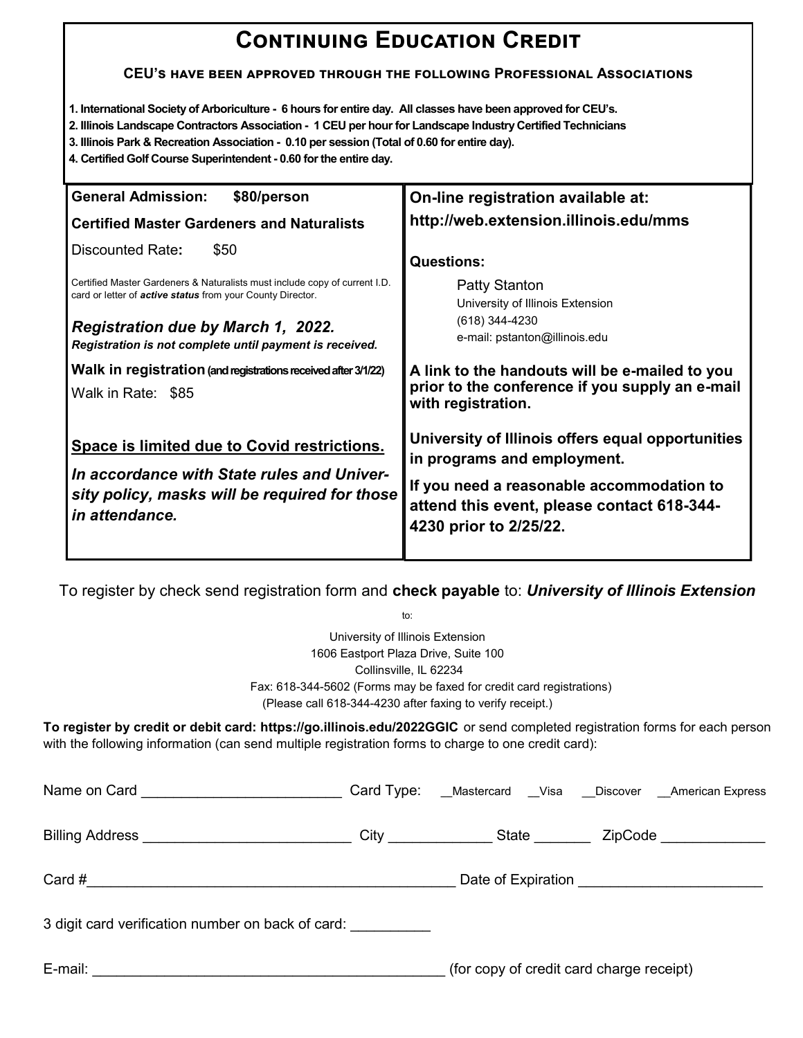# Continuing Education Credit

**CEU's have been approved through the following Professional Associations**

1. **International Society of Arboriculture - 6 hours for entire day. All classes have been approved for CEU's.**
2. **Illinois Landscape Contractors Association - 1 CEU per hour for Landscape Industry Certified Technicians**
3. **Illinois Park & Recreation Association - 0.10 per session (Total of 0.60 for entire day).**
4. **Certified Golf Course Superintendent - 0.60 for the entire day.**

**General Admission: $80/person**

**Certified Master Gardeners and Naturalists**

Discounted Rate**:** $50

Certified Master Gardeners & Naturalists must include copy of current I.D. card or letter of ***active status*** from your County Director.

***Registration due by March 1, 2022.***
***Registration is not complete until payment is received.***

**Walk in registration (and registrations received after 3/1/22)**

Walk in Rate: $85

**Space is limited due to Covid restrictions.**

***In accordance with State rules and University policy, masks will be required for those in attendance.***

**On-line registration available at:**
**http://web.extension.illinois.edu/mms**

**Questions:**

Patty Stanton
University of Illinois Extension
(618) 344-4230
e-mail: pstanton@illinois.edu

**A link to the handouts will be e-mailed to you prior to the conference if you supply an e-mail with registration.**

**University of Illinois offers equal opportunities in programs and employment.**

**If you need a reasonable accommodation to attend this event, please contact 618-344-4230 prior to 2/25/22.**

To register by check send registration form and **check payable** to: ***University of Illinois Extension***

to:

University of Illinois Extension
1606 Eastport Plaza Drive, Suite 100
Collinsville, IL 62234
Fax: 618-344-5602 (Forms may be faxed for credit card registrations)
(Please call 618-344-4230 after faxing to verify receipt.)

**To register by credit or debit card: https://go.illinois.edu/2022GGIC** or send completed registration forms for each person with the following information (can send multiple registration forms to charge to one credit card):

Name on Card ________________________ Card Type: __Mastercard __Visa __Discover __American Express

Billing Address _________________________ City _____________ State _______ ZipCode _____________

Card #_______________________________________________ Date of Expiration ______________________

3 digit card verification number on back of card: __________

E-mail: ____________________________________________ (for copy of credit card charge receipt)